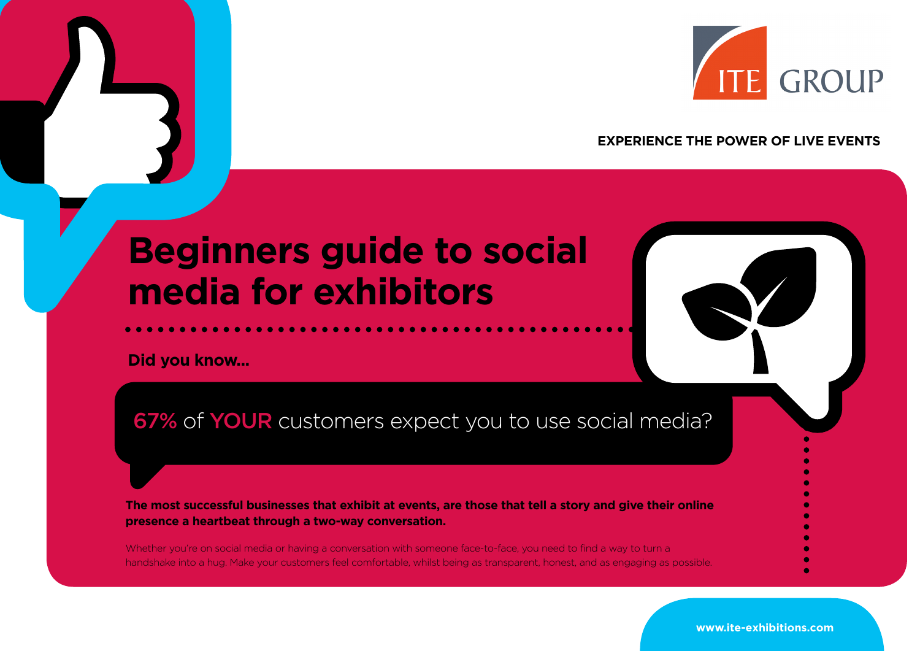ITE GROUP

**EXPERIENCE THE POWER OF LIVE EVENTS**

# Beginners guide to social media for exhibitors

**Did you know...**

67% of YOUR customers expect you to use social media?

**The most successful businesses that exhibit at events, are those that tell a story and give their online presence a heartbeat through a two-way conversation.**

Whether you're on social media or having a conversation with someone face-to-face, you need to find a way to turn a handshake into a hug. Make your customers feel comfortable, whilst being as transparent, honest, and as engaging as possible.

www.ite-exhibitions.com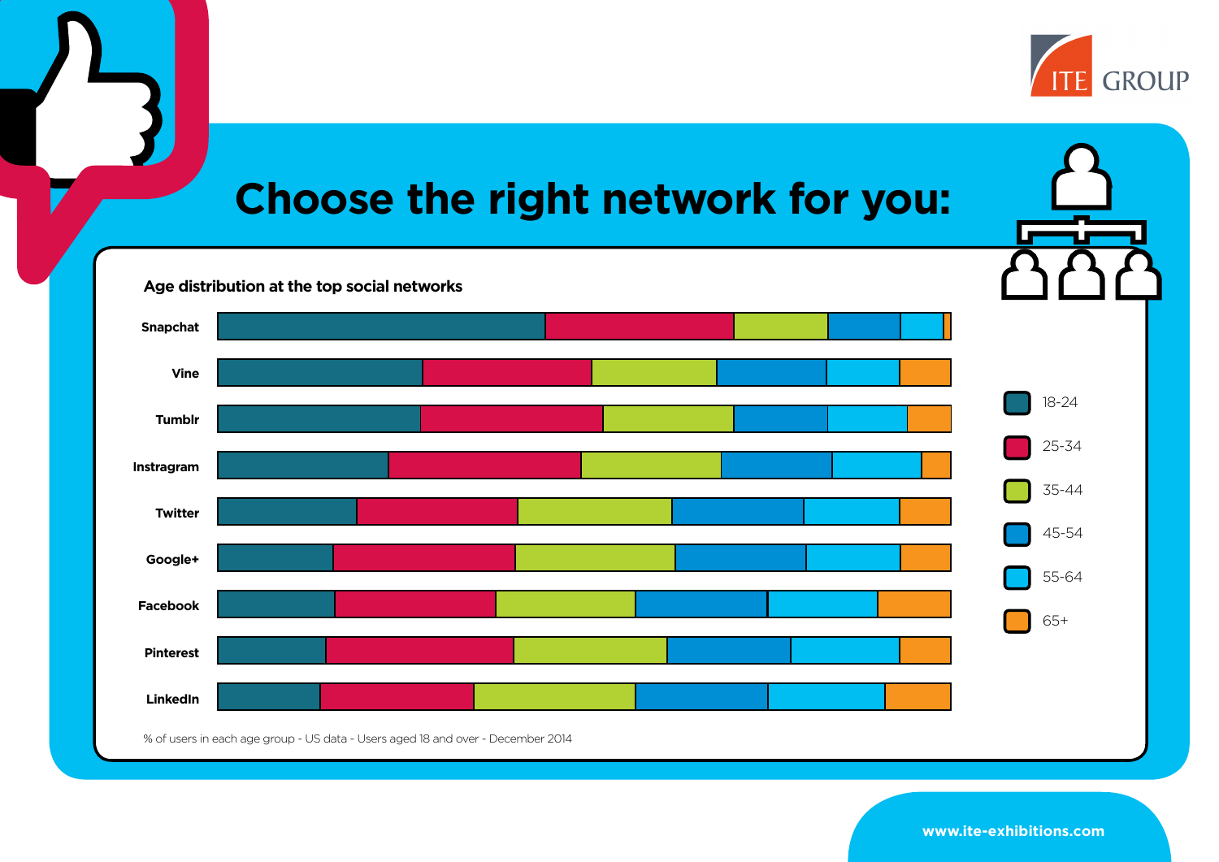# Choose the right network for you:

**Age distribution at the top social networks**

Snapchat
Vine
Tumblr
Instragram
Twitter
Google+
Facebook
Pinterest
LinkedIn

18-24
25-34
35-44
45-54
55-64
65+

% of users in each age group - US data - Users aged 18 and over - December 2014

**www.ite-exhibitions.com**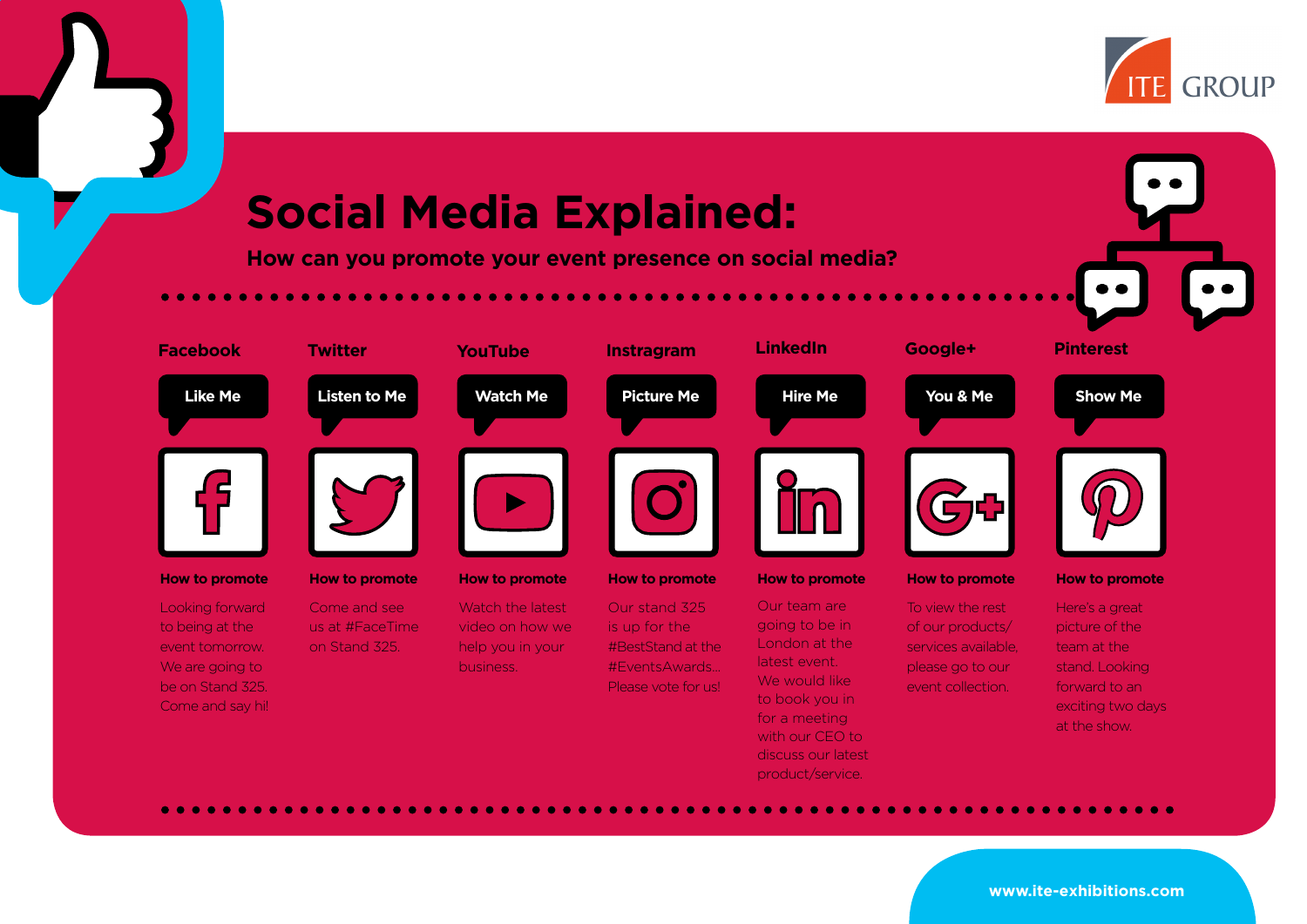ITE GROUP

# Social Media Explained:

## How can you promote your event presence on social media?

### Facebook

**Like Me**

**How to promote**

Looking forward to being at the event tomorrow. We are going to be on Stand 325. Come and say hi!

### Twitter

**Listen to Me**

**How to promote**

Come and see us at #FaceTime on Stand 325.

### YouTube

**Watch Me**

**How to promote**

Watch the latest video on how we help you in your business.

### Instragram

**Picture Me**

**How to promote**

Our stand 325 is up for the #BestStand at the #EventsAwards... Please vote for us!

### LinkedIn

**Hire Me**

**How to promote**

Our team are going to be in London at the latest event. We would like to book you in for a meeting with our CEO to discuss our latest product/service.

### Google+

**You & Me**

**How to promote**

To view the rest of our products/ services available, please go to our event collection.

### Pinterest

**Show Me**

**How to promote**

Here's a great picture of the team at the stand. Looking forward to an exciting two days at the show.

www.ite-exhibitions.com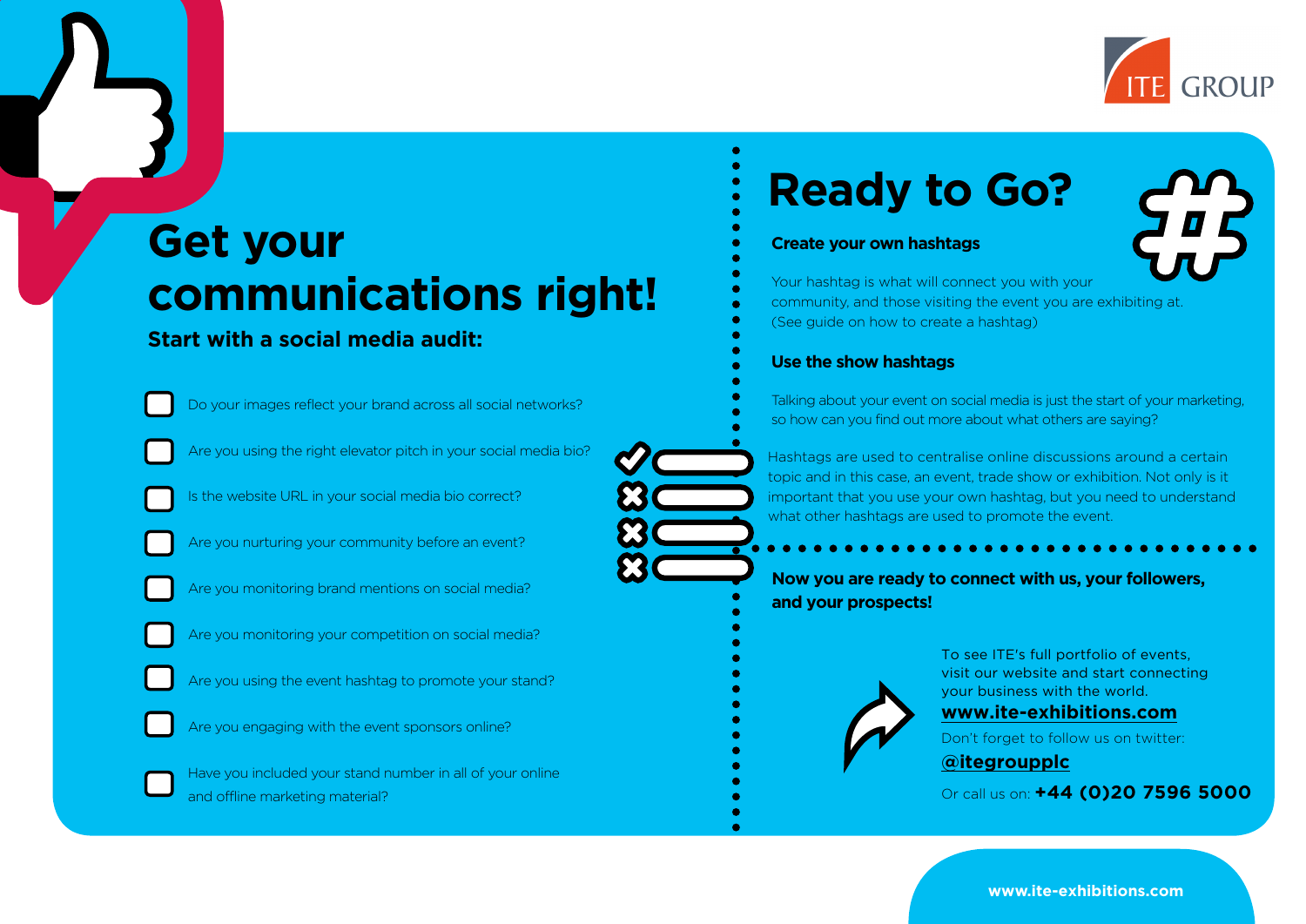# Get your communications right!

**Start with a social media audit:**

- [ ] Do your images reflect your brand across all social networks?
- [ ] Are you using the right elevator pitch in your social media bio?
- [ ] Is the website URL in your social media bio correct?
- [ ] Are you nurturing your community before an event?
- [ ] Are you monitoring brand mentions on social media?
- [ ] Are you monitoring your competition on social media?
- [ ] Are you using the event hashtag to promote your stand?
- [ ] Are you engaging with the event sponsors online?
- [ ] Have you included your stand number in all of your online and offline marketing material?

# Ready to Go?

### Create your own hashtags

Your hashtag is what will connect you with your community, and those visiting the event you are exhibiting at. (See guide on how to create a hashtag)

### Use the show hashtags

Talking about your event on social media is just the start of your marketing, so how can you find out more about what others are saying?

Hashtags are used to centralise online discussions around a certain topic and in this case, an event, trade show or exhibition. Not only is it important that you use your own hashtag, but you need to understand what other hashtags are used to promote the event.

**Now you are ready to connect with us, your followers, and your prospects!**

To see ITE's full portfolio of events, visit our website and start connecting your business with the world.

**www.ite-exhibitions.com**

Don't forget to follow us on twitter:

**@itegroupplc**

Or call us on: **+44 (0)20 7596 5000**